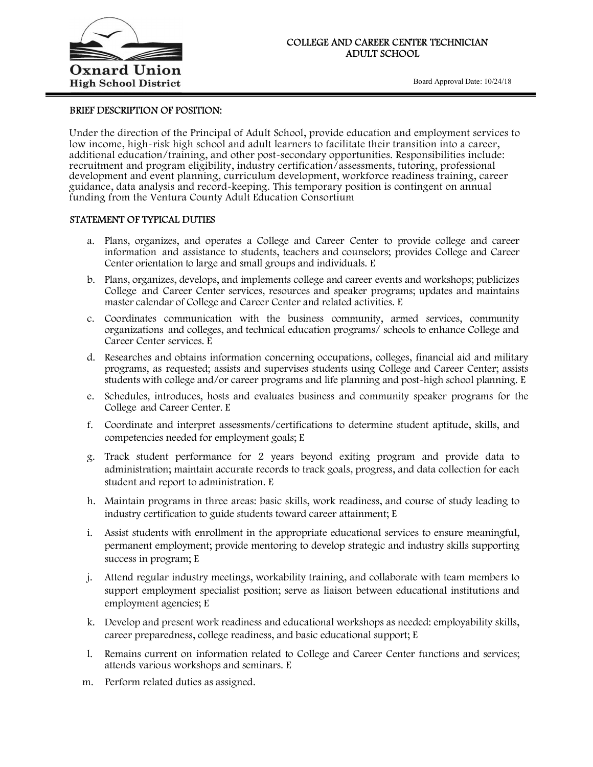**Oxnard Union High School District**

# COLLEGE AND CAREER CENTER TECHNICIAN
## ADULT SCHOOL

Board Approval Date: 10/24/18

### BRIEF DESCRIPTION OF POSITION:

Under the direction of the Principal of Adult School, provide education and employment services to low income, high-risk high school and adult learners to facilitate their transition into a career, additional education/training, and other post-secondary opportunities. Responsibilities include: recruitment and program eligibility, industry certification/assessments, tutoring, professional development and event planning, curriculum development, workforce readiness training, career guidance, data analysis and record-keeping. This temporary position is contingent on annual funding from the Ventura County Adult Education Consortium

### STATEMENT OF TYPICAL DUTIES

a. Plans, organizes, and operates a College and Career Center to provide college and career information and assistance to students, teachers and counselors; provides College and Career Center orientation to large and small groups and individuals. E

b. Plans, organizes, develops, and implements college and career events and workshops; publicizes College and Career Center services, resources and speaker programs; updates and maintains master calendar of College and Career Center and related activities. E

c. Coordinates communication with the business community, armed services, community organizations and colleges, and technical education programs/ schools to enhance College and Career Center services. E

d. Researches and obtains information concerning occupations, colleges, financial aid and military programs, as requested; assists and supervises students using College and Career Center; assists students with college and/or career programs and life planning and post-high school planning. E

e. Schedules, introduces, hosts and evaluates business and community speaker programs for the College and Career Center. E

f. Coordinate and interpret assessments/certifications to determine student aptitude, skills, and competencies needed for employment goals; E

g. Track student performance for 2 years beyond exiting program and provide data to administration; maintain accurate records to track goals, progress, and data collection for each student and report to administration. E

h. Maintain programs in three areas: basic skills, work readiness, and course of study leading to industry certification to guide students toward career attainment; E

i. Assist students with enrollment in the appropriate educational services to ensure meaningful, permanent employment; provide mentoring to develop strategic and industry skills supporting success in program; E

j. Attend regular industry meetings, workability training, and collaborate with team members to support employment specialist position; serve as liaison between educational institutions and employment agencies; E

k. Develop and present work readiness and educational workshops as needed: employability skills, career preparedness, college readiness, and basic educational support; E

l. Remains current on information related to College and Career Center functions and services; attends various workshops and seminars. E

m. Perform related duties as assigned.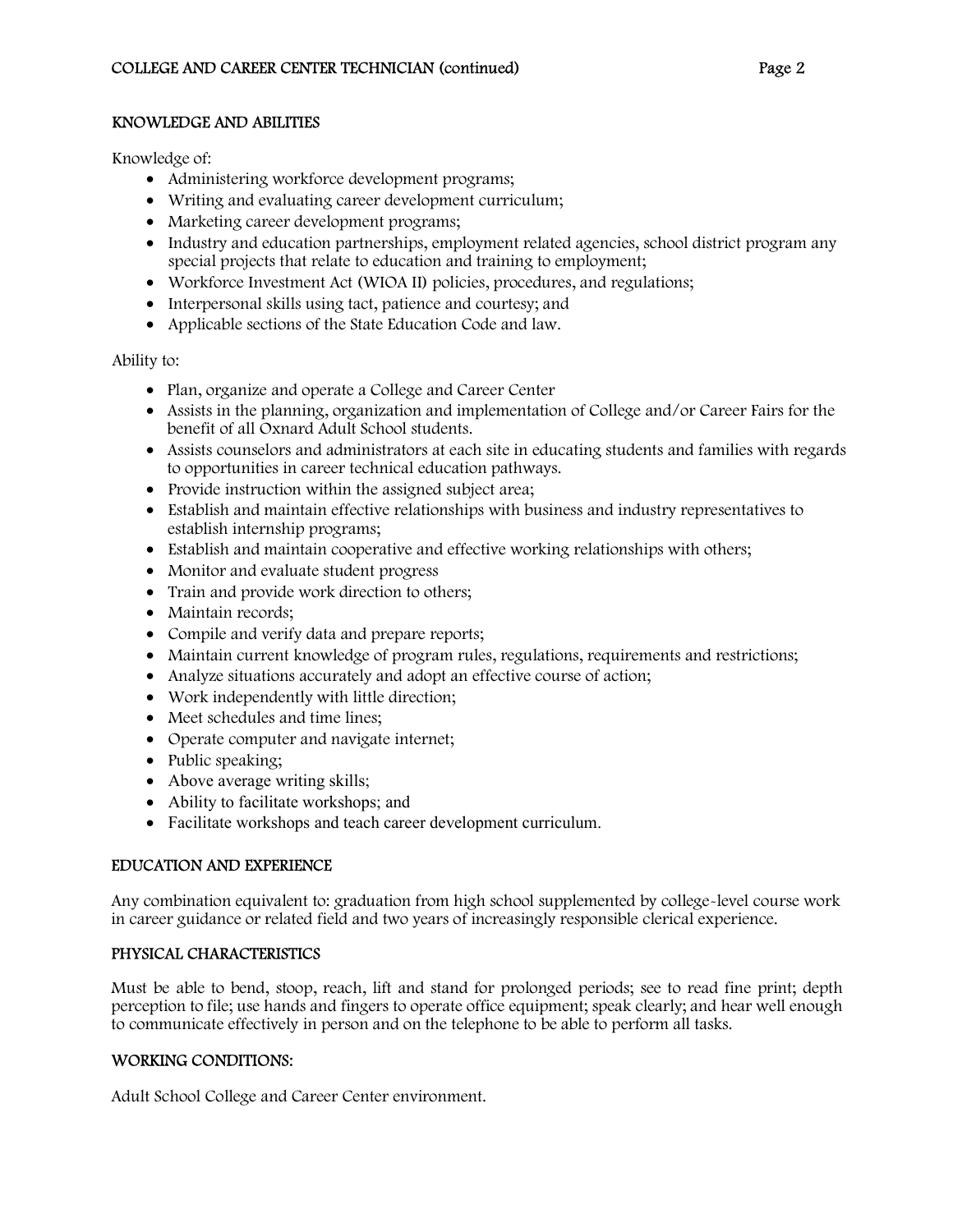## KNOWLEDGE AND ABILITIES

Knowledge of:

- Administering workforce development programs;
- Writing and evaluating career development curriculum;
- Marketing career development programs;
- Industry and education partnerships, employment related agencies, school district program any special projects that relate to education and training to employment;
- Workforce Investment Act (WIOA II) policies, procedures, and regulations;
- Interpersonal skills using tact, patience and courtesy; and
- Applicable sections of the State Education Code and law.

Ability to:

- Plan, organize and operate a College and Career Center
- Assists in the planning, organization and implementation of College and/or Career Fairs for the benefit of all Oxnard Adult School students.
- Assists counselors and administrators at each site in educating students and families with regards to opportunities in career technical education pathways.
- Provide instruction within the assigned subject area;
- Establish and maintain effective relationships with business and industry representatives to establish internship programs;
- Establish and maintain cooperative and effective working relationships with others;
- Monitor and evaluate student progress
- Train and provide work direction to others;
- Maintain records;
- Compile and verify data and prepare reports;
- Maintain current knowledge of program rules, regulations, requirements and restrictions;
- Analyze situations accurately and adopt an effective course of action;
- Work independently with little direction;
- Meet schedules and time lines;
- Operate computer and navigate internet;
- Public speaking;
- Above average writing skills;
- Ability to facilitate workshops; and
- Facilitate workshops and teach career development curriculum.

## EDUCATION AND EXPERIENCE

Any combination equivalent to: graduation from high school supplemented by college-level course work in career guidance or related field and two years of increasingly responsible clerical experience.

## PHYSICAL CHARACTERISTICS

Must be able to bend, stoop, reach, lift and stand for prolonged periods; see to read fine print; depth perception to file; use hands and fingers to operate office equipment; speak clearly; and hear well enough to communicate effectively in person and on the telephone to be able to perform all tasks.

## WORKING CONDITIONS:

Adult School College and Career Center environment.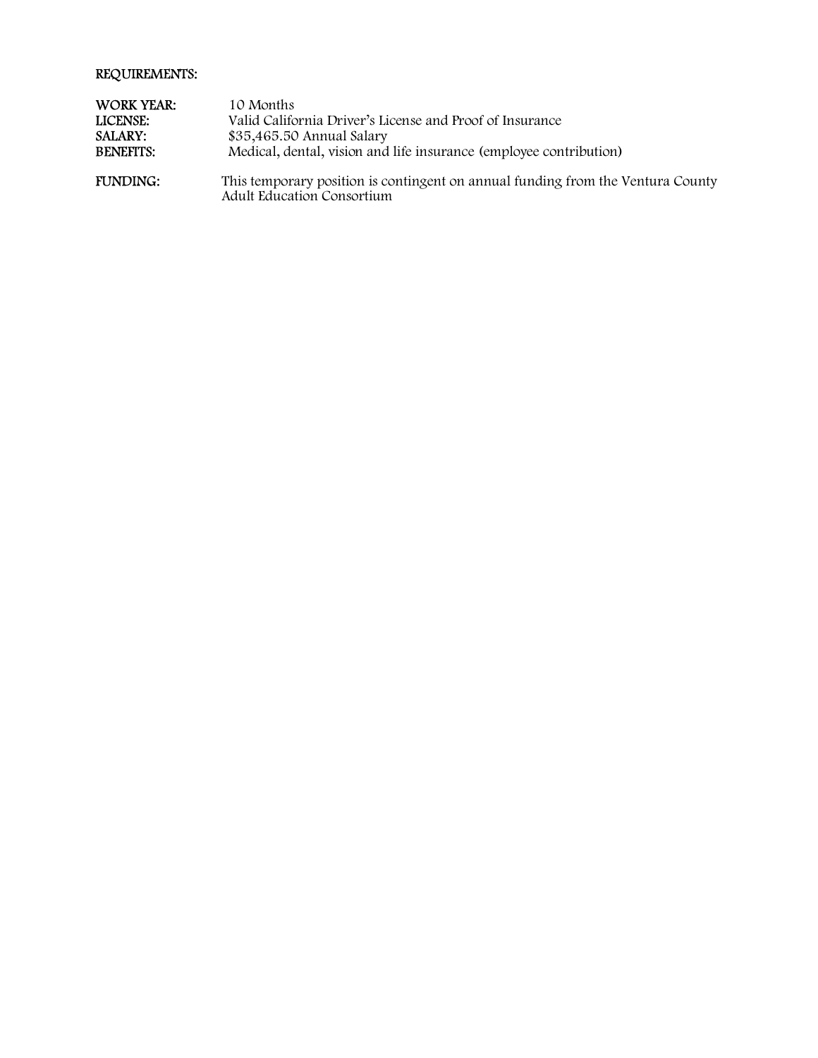REQUIREMENTS:

| | |
|---|---|
| **WORK YEAR:** | 10 Months |
| **LICENSE:** | Valid California Driver's License and Proof of Insurance |
| **SALARY:** | $35,465.50 Annual Salary |
| **BENEFITS:** | Medical, dental, vision and life insurance (employee contribution) |

**FUNDING:** This temporary position is contingent on annual funding from the Ventura County Adult Education Consortium